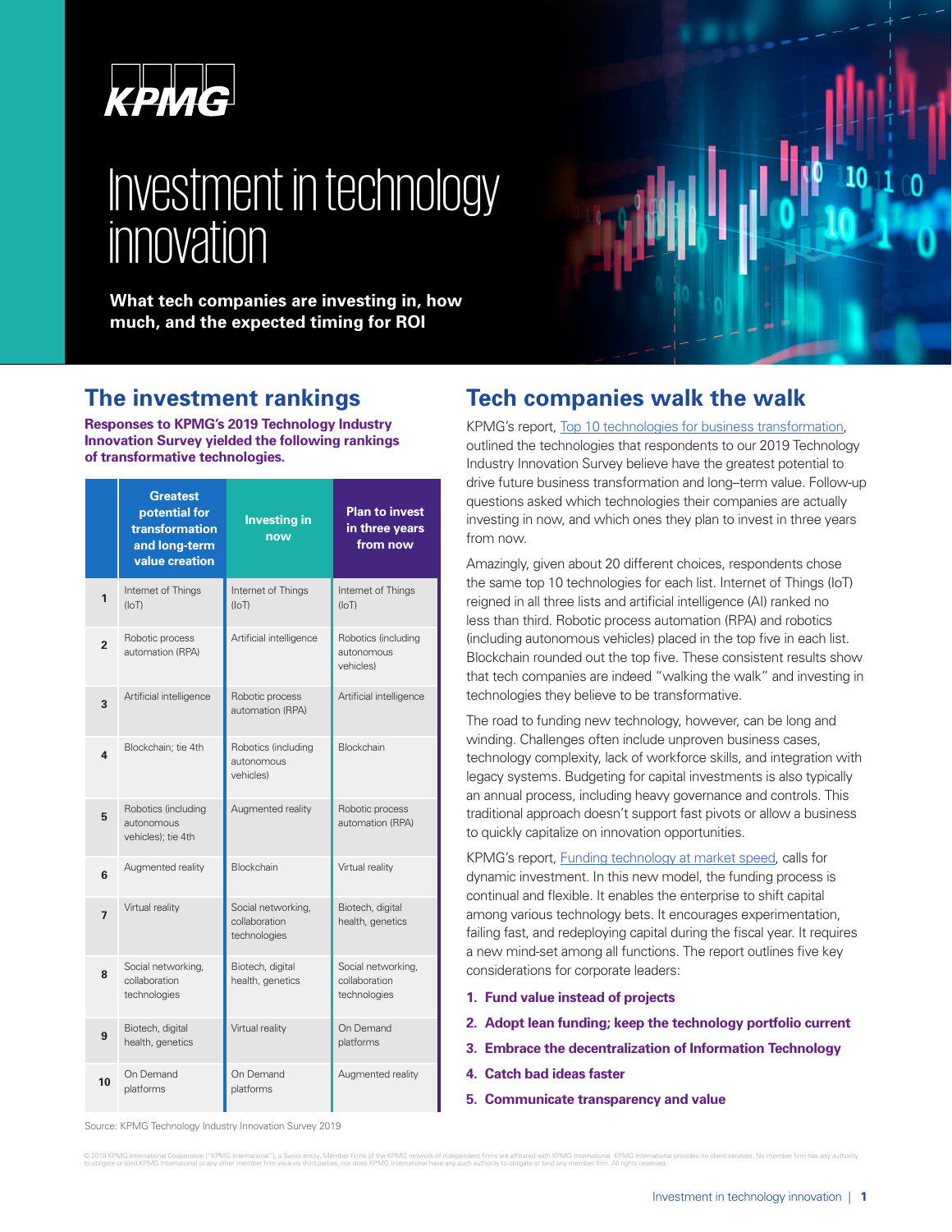KPMG

# Investment in technology innovation

**What tech companies are investing in, how much, and the expected timing for ROI**

## The investment rankings

**Responses to KPMG's 2019 Technology Industry Innovation Survey yielded the following rankings of transformative technologies.**

| | Greatest potential for transformation and long-term value creation | Investing in now | Plan to invest in three years from now |
|---|---|---|---|
| 1 | Internet of Things (IoT) | Internet of Things (IoT) | Internet of Things (IoT) |
| 2 | Robotic process automation (RPA) | Artificial intelligence | Robotics (including autonomous vehicles) |
| 3 | Artificial intelligence | Robotic process automation (RPA) | Artificial intelligence |
| 4 | Blockchain; tie 4th | Robotics (including autonomous vehicles) | Blockchain |
| 5 | Robotics (including autonomous vehicles); tie 4th | Augmented reality | Robotic process automation (RPA) |
| 6 | Augmented reality | Blockchain | Virtual reality |
| 7 | Virtual reality | Social networking, collaboration technologies | Biotech, digital health, genetics |
| 8 | Social networking, collaboration technologies | Biotech, digital health, genetics | Social networking, collaboration technologies |
| 9 | Biotech, digital health, genetics | Virtual reality | On Demand platforms |
| 10 | On Demand platforms | On Demand platforms | Augmented reality |

Source: KPMG Technology Industry Innovation Survey 2019

## Tech companies walk the walk

KPMG's report, Top 10 technologies for business transformation, outlined the technologies that respondents to our 2019 Technology Industry Innovation Survey believe have the greatest potential to drive future business transformation and long–term value. Follow-up questions asked which technologies their companies are actually investing in now, and which ones they plan to invest in three years from now.

Amazingly, given about 20 different choices, respondents chose the same top 10 technologies for each list. Internet of Things (IoT) reigned in all three lists and artificial intelligence (AI) ranked no less than third. Robotic process automation (RPA) and robotics (including autonomous vehicles) placed in the top five in each list. Blockchain rounded out the top five. These consistent results show that tech companies are indeed "walking the walk" and investing in technologies they believe to be transformative.

The road to funding new technology, however, can be long and winding. Challenges often include unproven business cases, technology complexity, lack of workforce skills, and integration with legacy systems. Budgeting for capital investments is also typically an annual process, including heavy governance and controls. This traditional approach doesn't support fast pivots or allow a business to quickly capitalize on innovation opportunities.

KPMG's report, Funding technology at market speed, calls for dynamic investment. In this new model, the funding process is continual and flexible. It enables the enterprise to shift capital among various technology bets. It encourages experimentation, failing fast, and redeploying capital during the fiscal year. It requires a new mind-set among all functions. The report outlines five key considerations for corporate leaders:

1. **Fund value instead of projects**
2. **Adopt lean funding; keep the technology portfolio current**
3. **Embrace the decentralization of Information Technology**
4. **Catch bad ideas faster**
5. **Communicate transparency and value**

© 2019 KPMG International Cooperative ("KPMG International"), a Swiss entity. Member firms of the KPMG network of independent firms are affiliated with KPMG International. KPMG International provides no client services. No member firm has any authority to obligate or bind KPMG International or any other member firm vis-à-vis third parties, nor does KPMG International have any such authority to obligate or bind any member firm. All rights reserved.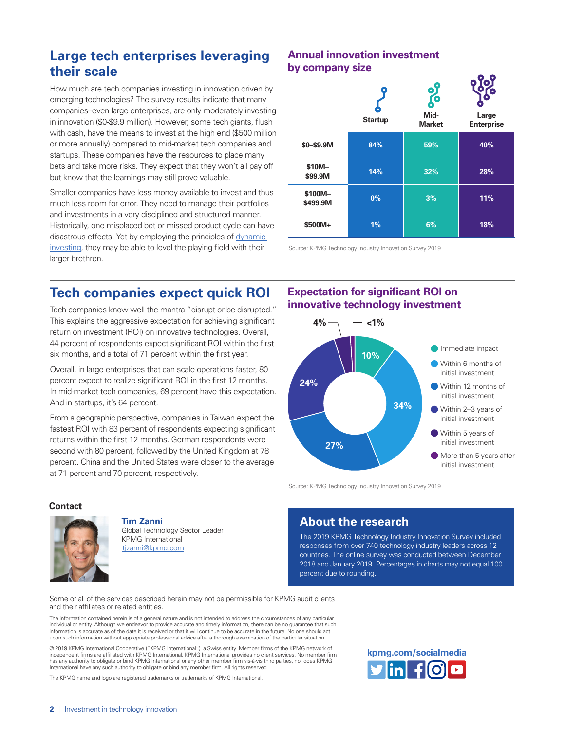## Large tech enterprises leveraging their scale

How much are tech companies investing in innovation driven by emerging technologies? The survey results indicate that many companies–even large enterprises, are only moderately investing in innovation ($0-$9.9 million). However, some tech giants, flush with cash, have the means to invest at the high end ($500 million or more annually) compared to mid-market tech companies and startups. These companies have the resources to place many bets and take more risks. They expect that they won't all pay off but know that the learnings may still prove valuable.

Smaller companies have less money available to invest and thus much less room for error. They need to manage their portfolios and investments in a very disciplined and structured manner. Historically, one misplaced bet or missed product cycle can have disastrous effects. Yet by employing the principles of dynamic investing, they may be able to level the playing field with their larger brethren.

### Annual innovation investment by company size

| | Startup | Mid-Market | Large Enterprise |
|---|---|---|---|
| $0–$9.9M | 84% | 59% | 40% |
| $10M–$99.9M | 14% | 32% | 28% |
| $100M–$499.9M | 0% | 3% | 11% |
| $500M+ | 1% | 6% | 18% |

Source: KPMG Technology Industry Innovation Survey 2019

## Tech companies expect quick ROI

Tech companies know well the mantra "disrupt or be disrupted." This explains the aggressive expectation for achieving significant return on investment (ROI) on innovative technologies. Overall, 44 percent of respondents expect significant ROI within the first six months, and a total of 71 percent within the first year.

Overall, in large enterprises that can scale operations faster, 80 percent expect to realize significant ROI in the first 12 months. In mid-market tech companies, 69 percent have this expectation. And in startups, it's 64 percent.

From a geographic perspective, companies in Taiwan expect the fastest ROI with 83 percent of respondents expecting significant returns within the first 12 months. German respondents were second with 80 percent, followed by the United Kingdom at 78 percent. China and the United States were closer to the average at 71 percent and 70 percent, respectively.

### Expectation for significant ROI on innovative technology investment

4%
<1%
10%
34%
27%
24%

- Immediate impact
- Within 6 months of initial investment
- Within 12 months of initial investment
- Within 2–3 years of initial investment
- Within 5 years of initial investment
- More than 5 years after initial investment

Source: KPMG Technology Industry Innovation Survey 2019

### Contact

**Tim Zanni**
Global Technology Sector Leader
KPMG International
tjzanni@kpmg.com

## About the research

The 2019 KPMG Technology Industry Innovation Survey included responses from over 740 technology industry leaders across 12 countries. The online survey was conducted between December 2018 and January 2019. Percentages in charts may not equal 100 percent due to rounding.

Some or all of the services described herein may not be permissible for KPMG audit clients and their affiliates or related entities.

The information contained herein is of a general nature and is not intended to address the circumstances of any particular individual or entity. Although we endeavor to provide accurate and timely information, there can be no guarantee that such information is accurate as of the date it is received or that it will continue to be accurate in the future. No one should act upon such information without appropriate professional advice after a thorough examination of the particular situation.

© 2019 KPMG International Cooperative ("KPMG International"), a Swiss entity. Member firms of the KPMG network of independent firms are affiliated with KPMG International. KPMG International provides no client services. No member firm has any authority to obligate or bind KPMG International or any other member firm vis-à-vis third parties, nor does KPMG International have any such authority to obligate or bind any member firm. All rights reserved.

The KPMG name and logo are registered trademarks or trademarks of KPMG International.

kpmg.com/socialmedia